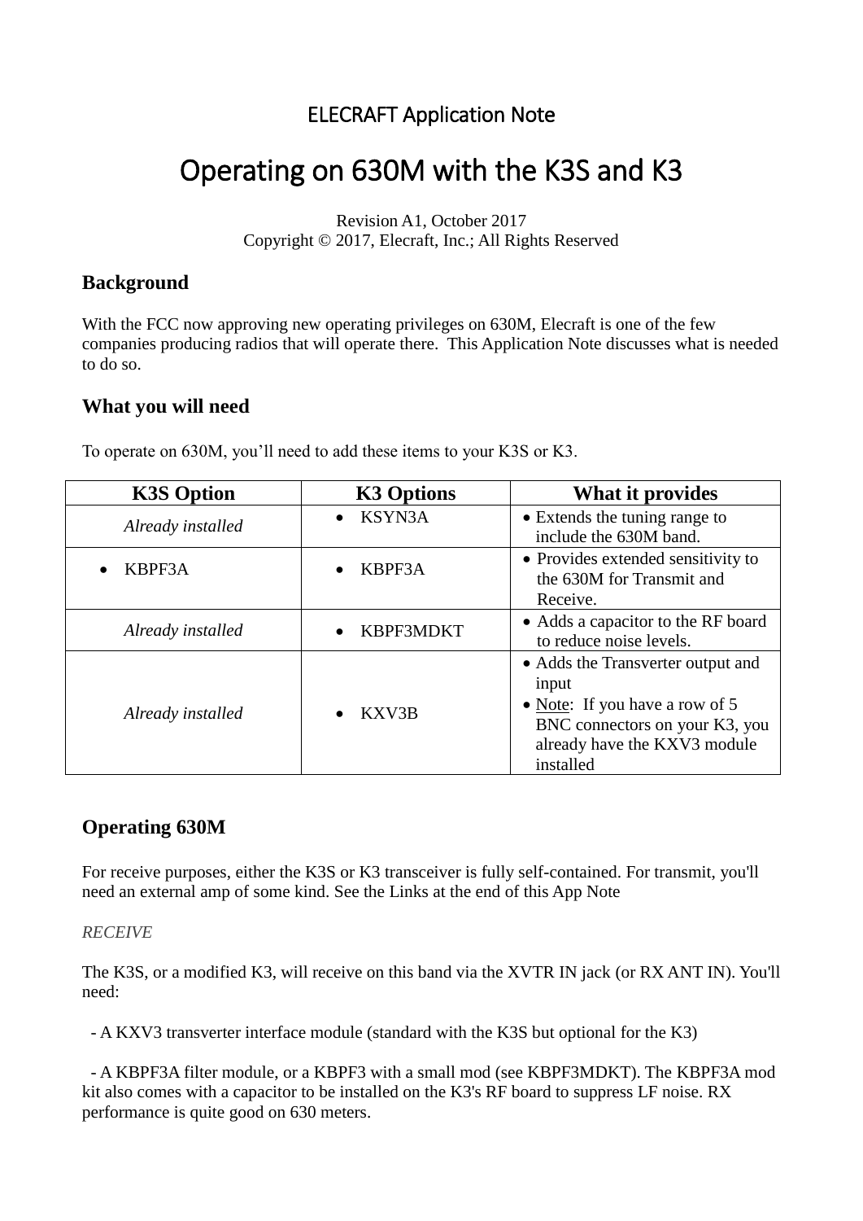ELECRAFT Application Note

# Operating on 630M with the K3S and K3

Revision A1, October 2017
Copyright © 2017, Elecraft, Inc.; All Rights Reserved

## Background

With the FCC now approving new operating privileges on 630M, Elecraft is one of the few companies producing radios that will operate there. This Application Note discusses what is needed to do so.

## What you will need

To operate on 630M, you'll need to add these items to your K3S or K3.

| K3S Option | K3 Options | What it provides |
|---|---|---|
| *Already installed* | • KSYN3A | • Extends the tuning range to include the 630M band. |
| • KBPF3A | • KBPF3A | • Provides extended sensitivity to the 630M for Transmit and Receive. |
| *Already installed* | • KBPF3MDKT | • Adds a capacitor to the RF board to reduce noise levels. |
| *Already installed* | • KXV3B | • Adds the Transverter output and input<br>• Note: If you have a row of 5 BNC connectors on your K3, you already have the KXV3 module installed |

## Operating 630M

For receive purposes, either the K3S or K3 transceiver is fully self-contained. For transmit, you'll need an external amp of some kind. See the Links at the end of this App Note

*RECEIVE*

The K3S, or a modified K3, will receive on this band via the XVTR IN jack (or RX ANT IN). You'll need:

- A KXV3 transverter interface module (standard with the K3S but optional for the K3)

- A KBPF3A filter module, or a KBPF3 with a small mod (see KBPF3MDKT). The KBPF3A mod kit also comes with a capacitor to be installed on the K3's RF board to suppress LF noise. RX performance is quite good on 630 meters.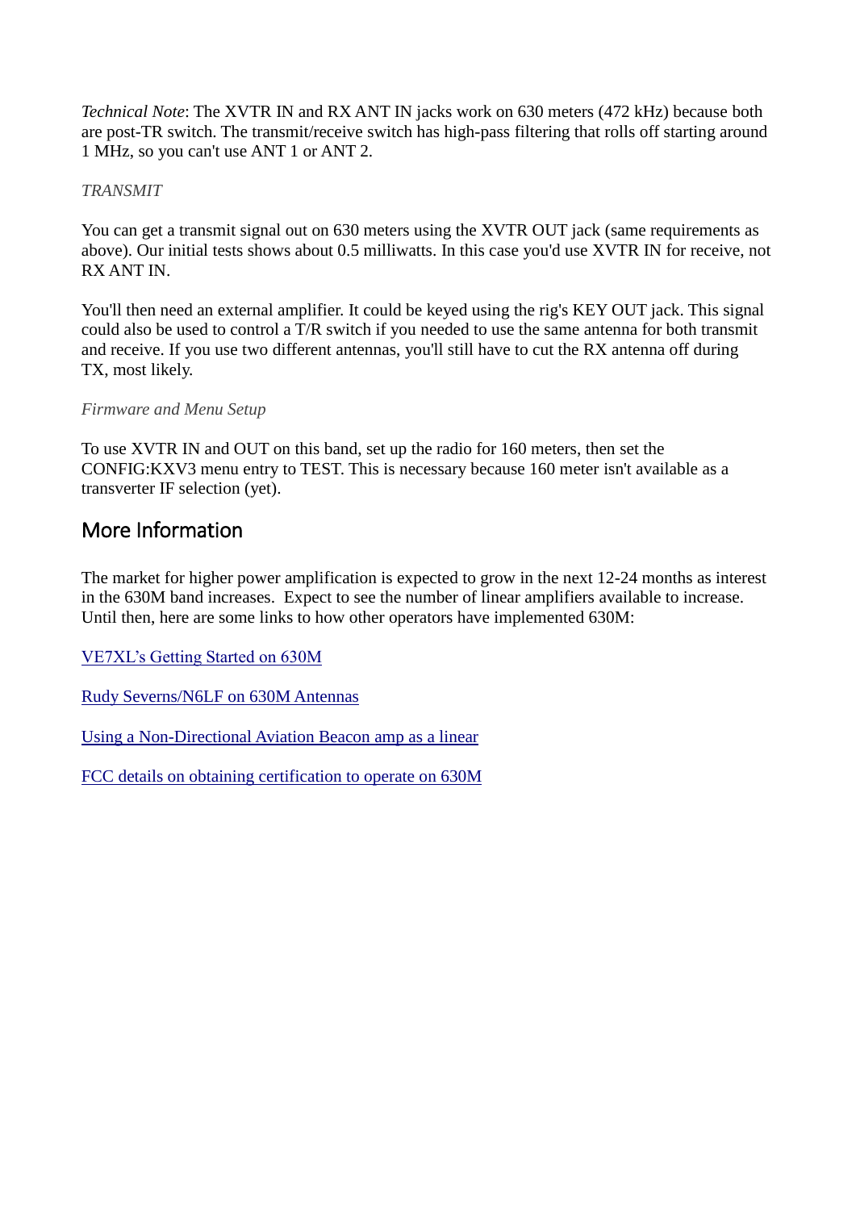*Technical Note*: The XVTR IN and RX ANT IN jacks work on 630 meters (472 kHz) because both are post-TR switch. The transmit/receive switch has high-pass filtering that rolls off starting around 1 MHz, so you can't use ANT 1 or ANT 2.

*TRANSMIT*

You can get a transmit signal out on 630 meters using the XVTR OUT jack (same requirements as above). Our initial tests shows about 0.5 milliwatts. In this case you'd use XVTR IN for receive, not RX ANT IN.

You'll then need an external amplifier. It could be keyed using the rig's KEY OUT jack. This signal could also be used to control a T/R switch if you needed to use the same antenna for both transmit and receive. If you use two different antennas, you'll still have to cut the RX antenna off during TX, most likely.

*Firmware and Menu Setup*

To use XVTR IN and OUT on this band, set up the radio for 160 meters, then set the CONFIG:KXV3 menu entry to TEST. This is necessary because 160 meter isn't available as a transverter IF selection (yet).

## More Information

The market for higher power amplification is expected to grow in the next 12-24 months as interest in the 630M band increases. Expect to see the number of linear amplifiers available to increase. Until then, here are some links to how other operators have implemented 630M:

VE7XL's Getting Started on 630M

Rudy Severns/N6LF on 630M Antennas

Using a Non-Directional Aviation Beacon amp as a linear

FCC details on obtaining certification to operate on 630M